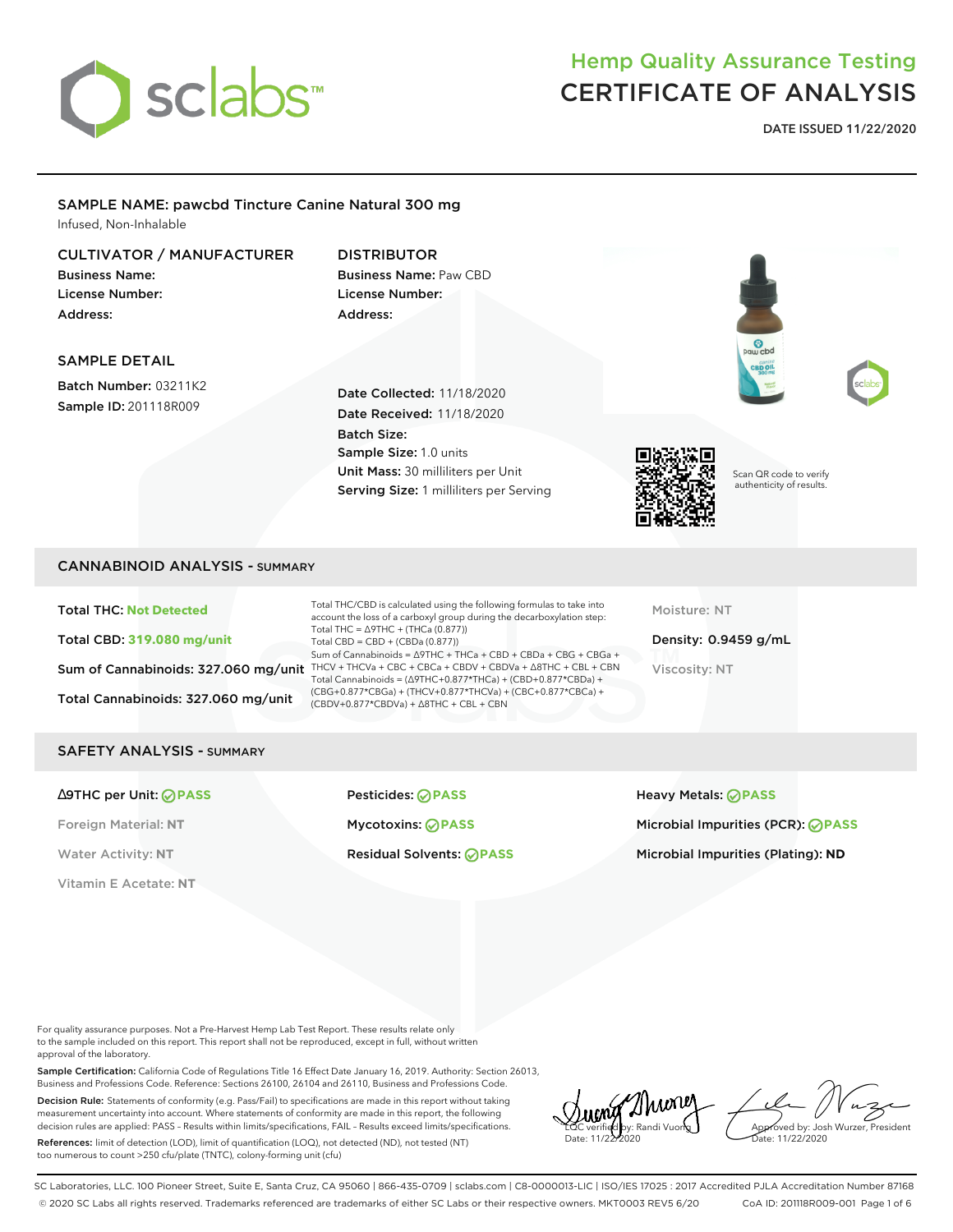sclabs™

# Hemp Quality Assurance Testing
# CERTIFICATE OF ANALYSIS

**DATE ISSUED 11/22/2020**

## SAMPLE NAME: pawcbd Tincture Canine Natural 300 mg

Infused, Non-Inhalable

### CULTIVATOR / MANUFACTURER

**Business Name:**
**License Number:**
**Address:**

### DISTRIBUTOR

**Business Name:** Paw CBD
**License Number:**
**Address:**

### SAMPLE DETAIL

**Batch Number:** 03211K2
**Sample ID:** 201118R009

**Date Collected:** 11/18/2020
**Date Received:** 11/18/2020
**Batch Size:**
**Sample Size:** 1.0 units
**Unit Mass:** 30 milliliters per Unit
**Serving Size:** 1 milliliters per Serving

Scan QR code to verify authenticity of results.

## CANNABINOID ANALYSIS - SUMMARY

**Total THC:** Not Detected

**Total CBD:** 319.080 mg/unit

**Sum of Cannabinoids:** 327.060 mg/unit

**Total Cannabinoids:** 327.060 mg/unit

Total THC/CBD is calculated using the following formulas to take into account the loss of a carboxyl group during the decarboxylation step:
Total THC = Δ9THC + (THCa (0.877))
Total CBD = CBD + (CBDa (0.877))
Sum of Cannabinoids = Δ9THC + THCa + CBD + CBDa + CBG + CBGa + THCV + THCVa + CBC + CBCa + CBDV + CBDVa + Δ8THC + CBL + CBN
Total Cannabinoids = (Δ9THC+0.877*THCa) + (CBD+0.877*CBDa) + (CBG+0.877*CBGa) + (THCV+0.877*THCVa) + (CBC+0.877*CBCa) + (CBDV+0.877*CBDVa) + Δ8THC + CBL + CBN

Moisture: NT

**Density:** 0.9459 g/mL

Viscosity: NT

## SAFETY ANALYSIS - SUMMARY

**Δ9THC per Unit:** PASS

Foreign Material: **NT**

Water Activity: **NT**

Vitamin E Acetate: **NT**

**Pesticides:** PASS

**Mycotoxins:** PASS

**Residual Solvents:** PASS

**Heavy Metals:** PASS

**Microbial Impurities (PCR):** PASS

**Microbial Impurities (Plating):** ND

For quality assurance purposes. Not a Pre-Harvest Hemp Lab Test Report. These results relate only to the sample included on this report. This report shall not be reproduced, except in full, without written approval of the laboratory.

**Sample Certification:** California Code of Regulations Title 16 Effect Date January 16, 2019. Authority: Section 26013, Business and Professions Code. Reference: Sections 26100, 26104 and 26110, Business and Professions Code.

**Decision Rule:** Statements of conformity (e.g. Pass/Fail) to specifications are made in this report without taking measurement uncertainty into account. Where statements of conformity are made in this report, the following decision rules are applied: PASS – Results within limits/specifications, FAIL – Results exceed limits/specifications.

**References:** limit of detection (LOD), limit of quantification (LOQ), not detected (ND), not tested (NT) too numerous to count >250 cfu/plate (TNTC), colony-forming unit (cfu)

LQC verified by: Randi Vuong
Date: 11/22/2020

Approved by: Josh Wurzer, President
Date: 11/22/2020

SC Laboratories, LLC. 100 Pioneer Street, Suite E, Santa Cruz, CA 95060 | 866-435-0709 | sclabs.com | C8-0000013-LIC | ISO/IES 17025 : 2017 Accredited PJLA Accreditation Number 87168
© 2020 SC Labs all rights reserved. Trademarks referenced are trademarks of either SC Labs or their respective owners. MKT0003 REV5 6/20 CoA ID: 201118R009-001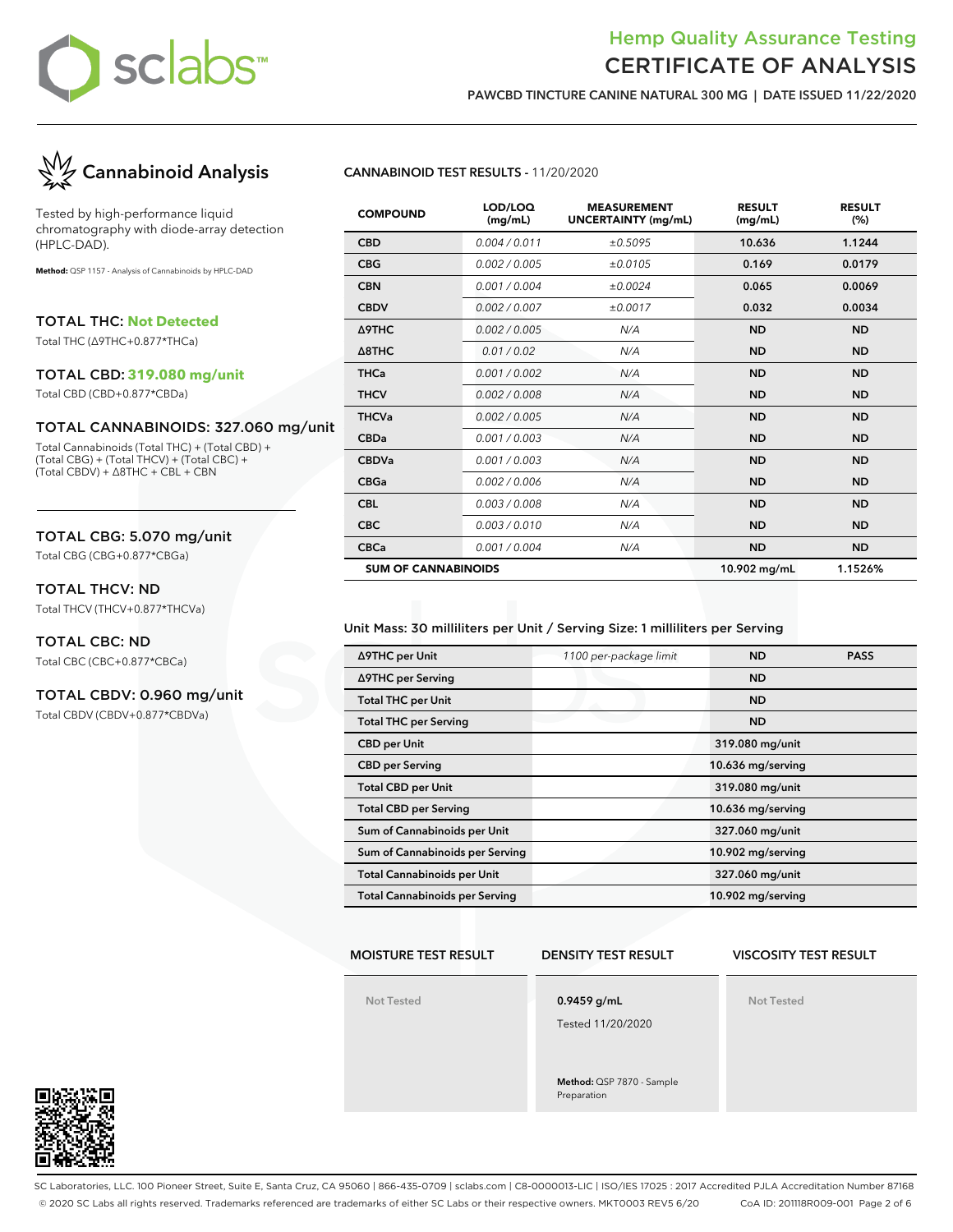# Hemp Quality Assurance Testing
# CERTIFICATE OF ANALYSIS

**PAWCBD TINCTURE CANINE NATURAL 300 MG | DATE ISSUED 11/22/2020**

## Cannabinoid Analysis

Tested by high-performance liquid chromatography with diode-array detection (HPLC-DAD).

**Method:** QSP 1157 - Analysis of Cannabinoids by HPLC-DAD

### TOTAL THC: Not Detected

Total THC (Δ9THC+0.877*THCa)

### TOTAL CBD: 319.080 mg/unit

Total CBD (CBD+0.877*CBDa)

### TOTAL CANNABINOIDS: 327.060 mg/unit

Total Cannabinoids (Total THC) + (Total CBD) + (Total CBG) + (Total THCV) + (Total CBC) + (Total CBDV) + Δ8THC + CBL + CBN

### TOTAL CBG: 5.070 mg/unit

Total CBG (CBG+0.877*CBGa)

### TOTAL THCV: ND

Total THCV (THCV+0.877*THCVa)

### TOTAL CBC: ND

Total CBC (CBC+0.877*CBCa)

### TOTAL CBDV: 0.960 mg/unit

Total CBDV (CBDV+0.877*CBDVa)

**CANNABINOID TEST RESULTS** - 11/20/2020

| COMPOUND | LOD/LOQ (mg/mL) | MEASUREMENT UNCERTAINTY (mg/mL) | RESULT (mg/mL) | RESULT (%) |
|---|---|---|---|---|
| CBD | 0.004 / 0.011 | ±0.5095 | 10.636 | 1.1244 |
| CBG | 0.002 / 0.005 | ±0.0105 | 0.169 | 0.0179 |
| CBN | 0.001 / 0.004 | ±0.0024 | 0.065 | 0.0069 |
| CBDV | 0.002 / 0.007 | ±0.0017 | 0.032 | 0.0034 |
| Δ9THC | 0.002 / 0.005 | N/A | ND | ND |
| Δ8THC | 0.01 / 0.02 | N/A | ND | ND |
| THCa | 0.001 / 0.002 | N/A | ND | ND |
| THCV | 0.002 / 0.008 | N/A | ND | ND |
| THCVa | 0.002 / 0.005 | N/A | ND | ND |
| CBDa | 0.001 / 0.003 | N/A | ND | ND |
| CBDVa | 0.001 / 0.003 | N/A | ND | ND |
| CBGa | 0.002 / 0.006 | N/A | ND | ND |
| CBL | 0.003 / 0.008 | N/A | ND | ND |
| CBC | 0.003 / 0.010 | N/A | ND | ND |
| CBCa | 0.001 / 0.004 | N/A | ND | ND |
| **SUM OF CANNABINOIDS** | | | **10.902 mg/mL** | **1.1526%** |

Unit Mass: 30 milliliters per Unit / Serving Size: 1 milliliters per Serving

| | | | |
|---|---|---|---|
| Δ9THC per Unit | 1100 per-package limit | ND | PASS |
| Δ9THC per Serving | | ND | |
| Total THC per Unit | | ND | |
| Total THC per Serving | | ND | |
| CBD per Unit | | 319.080 mg/unit | |
| CBD per Serving | | 10.636 mg/serving | |
| Total CBD per Unit | | 319.080 mg/unit | |
| Total CBD per Serving | | 10.636 mg/serving | |
| Sum of Cannabinoids per Unit | | 327.060 mg/unit | |
| Sum of Cannabinoids per Serving | | 10.902 mg/serving | |
| Total Cannabinoids per Unit | | 327.060 mg/unit | |
| Total Cannabinoids per Serving | | 10.902 mg/serving | |

| MOISTURE TEST RESULT | DENSITY TEST RESULT | VISCOSITY TEST RESULT |
|---|---|---|
| Not Tested | **0.9459 g/mL**<br>Tested 11/20/2020<br><br>**Method:** QSP 7870 - Sample Preparation | Not Tested |

SC Laboratories, LLC. 100 Pioneer Street, Suite E, Santa Cruz, CA 95060 | 866-435-0709 | sclabs.com | C8-0000013-LIC | ISO/IES 17025 : 2017 Accredited PJLA Accreditation Number 87168
© 2020 SC Labs all rights reserved. Trademarks referenced are trademarks of either SC Labs or their respective owners. MKT0003 REV5 6/20 CoA ID: 201118R009-001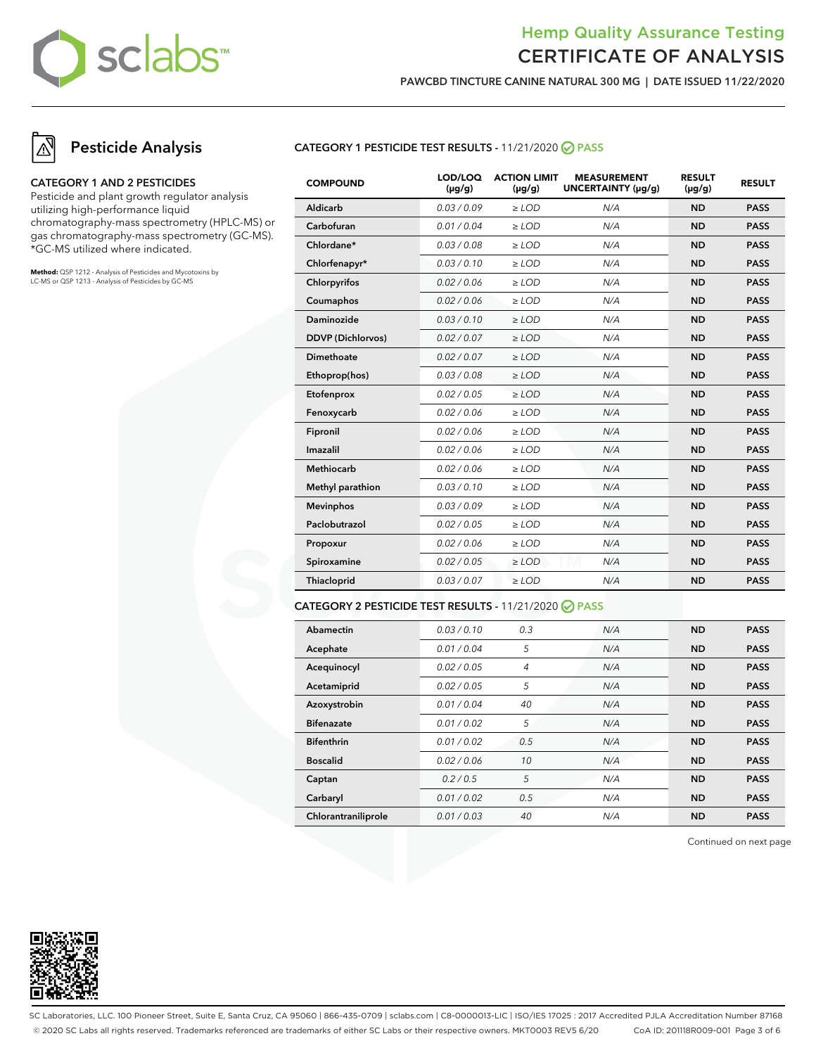# Hemp Quality Assurance Testing
## CERTIFICATE OF ANALYSIS

**PAWCBD TINCTURE CANINE NATURAL 300 MG | DATE ISSUED 11/22/2020**

## Pesticide Analysis

### CATEGORY 1 AND 2 PESTICIDES

Pesticide and plant growth regulator analysis utilizing high-performance liquid chromatography-mass spectrometry (HPLC-MS) or gas chromatography-mass spectrometry (GC-MS). *GC-MS utilized where indicated.

**Method:** QSP 1212 - Analysis of Pesticides and Mycotoxins by LC-MS or QSP 1213 - Analysis of Pesticides by GC-MS

### CATEGORY 1 PESTICIDE TEST RESULTS - 11/21/2020 PASS

| COMPOUND | LOD/LOQ (µg/g) | ACTION LIMIT (µg/g) | MEASUREMENT UNCERTAINTY (µg/g) | RESULT (µg/g) | RESULT |
|---|---|---|---|---|---|
| Aldicarb | 0.03 / 0.09 | ≥ LOD | N/A | ND | PASS |
| Carbofuran | 0.01 / 0.04 | ≥ LOD | N/A | ND | PASS |
| Chlordane* | 0.03 / 0.08 | ≥ LOD | N/A | ND | PASS |
| Chlorfenapyr* | 0.03 / 0.10 | ≥ LOD | N/A | ND | PASS |
| Chlorpyrifos | 0.02 / 0.06 | ≥ LOD | N/A | ND | PASS |
| Coumaphos | 0.02 / 0.06 | ≥ LOD | N/A | ND | PASS |
| Daminozide | 0.03 / 0.10 | ≥ LOD | N/A | ND | PASS |
| DDVP (Dichlorvos) | 0.02 / 0.07 | ≥ LOD | N/A | ND | PASS |
| Dimethoate | 0.02 / 0.07 | ≥ LOD | N/A | ND | PASS |
| Ethoprop(hos) | 0.03 / 0.08 | ≥ LOD | N/A | ND | PASS |
| Etofenprox | 0.02 / 0.05 | ≥ LOD | N/A | ND | PASS |
| Fenoxycarb | 0.02 / 0.06 | ≥ LOD | N/A | ND | PASS |
| Fipronil | 0.02 / 0.06 | ≥ LOD | N/A | ND | PASS |
| Imazalil | 0.02 / 0.06 | ≥ LOD | N/A | ND | PASS |
| Methiocarb | 0.02 / 0.06 | ≥ LOD | N/A | ND | PASS |
| Methyl parathion | 0.03 / 0.10 | ≥ LOD | N/A | ND | PASS |
| Mevinphos | 0.03 / 0.09 | ≥ LOD | N/A | ND | PASS |
| Paclobutrazol | 0.02 / 0.05 | ≥ LOD | N/A | ND | PASS |
| Propoxur | 0.02 / 0.06 | ≥ LOD | N/A | ND | PASS |
| Spiroxamine | 0.02 / 0.05 | ≥ LOD | N/A | ND | PASS |
| Thiacloprid | 0.03 / 0.07 | ≥ LOD | N/A | ND | PASS |

### CATEGORY 2 PESTICIDE TEST RESULTS - 11/21/2020 PASS

| COMPOUND | LOD/LOQ (µg/g) | ACTION LIMIT (µg/g) | MEASUREMENT UNCERTAINTY (µg/g) | RESULT (µg/g) | RESULT |
|---|---|---|---|---|---|
| Abamectin | 0.03 / 0.10 | 0.3 | N/A | ND | PASS |
| Acephate | 0.01 / 0.04 | 5 | N/A | ND | PASS |
| Acequinocyl | 0.02 / 0.05 | 4 | N/A | ND | PASS |
| Acetamiprid | 0.02 / 0.05 | 5 | N/A | ND | PASS |
| Azoxystrobin | 0.01 / 0.04 | 40 | N/A | ND | PASS |
| Bifenazate | 0.01 / 0.02 | 5 | N/A | ND | PASS |
| Bifenthrin | 0.01 / 0.02 | 0.5 | N/A | ND | PASS |
| Boscalid | 0.02 / 0.06 | 10 | N/A | ND | PASS |
| Captan | 0.2 / 0.5 | 5 | N/A | ND | PASS |
| Carbaryl | 0.01 / 0.02 | 0.5 | N/A | ND | PASS |
| Chlorantraniliprole | 0.01 / 0.03 | 40 | N/A | ND | PASS |

Continued on next page

SC Laboratories, LLC. 100 Pioneer Street, Suite E, Santa Cruz, CA 95060 | 866-435-0709 | sclabs.com | C8-0000013-LIC | ISO/IES 17025 : 2017 Accredited PJLA Accreditation Number 87168
© 2020 SC Labs all rights reserved. Trademarks referenced are trademarks of either SC Labs or their respective owners. MKT0003 REV5 6/20 CoA ID: 201118R009-001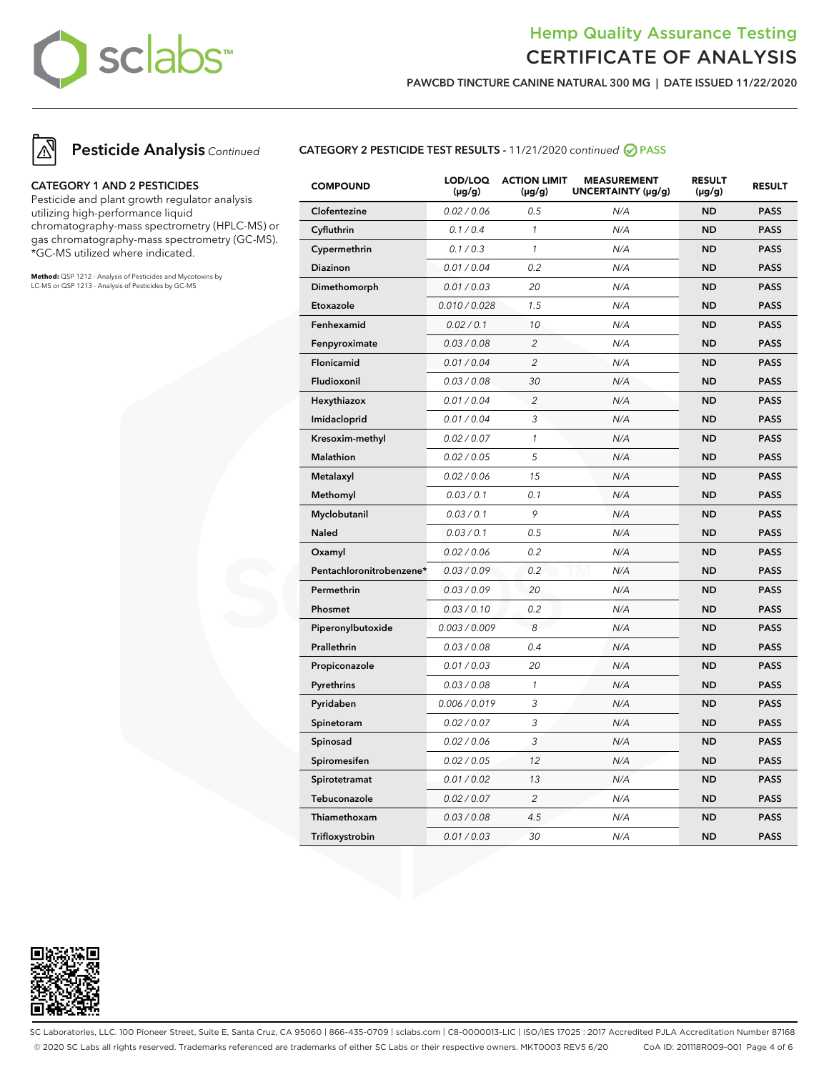# Hemp Quality Assurance Testing
# CERTIFICATE OF ANALYSIS

**PAWCBD TINCTURE CANINE NATURAL 300 MG | DATE ISSUED 11/22/2020**

## Pesticide Analysis *Continued*

### CATEGORY 1 AND 2 PESTICIDES

Pesticide and plant growth regulator analysis utilizing high-performance liquid chromatography-mass spectrometry (HPLC-MS) or gas chromatography-mass spectrometry (GC-MS). *GC-MS utilized where indicated.

**Method:** QSP 1212 - Analysis of Pesticides and Mycotoxins by LC-MS or QSP 1213 - Analysis of Pesticides by GC-MS

### CATEGORY 2 PESTICIDE TEST RESULTS - 11/21/2020 *continued* PASS

| COMPOUND | LOD/LOQ (µg/g) | ACTION LIMIT (µg/g) | MEASUREMENT UNCERTAINTY (µg/g) | RESULT (µg/g) | RESULT |
|---|---|---|---|---|---|
| Clofentezine | 0.02 / 0.06 | 0.5 | N/A | ND | PASS |
| Cyfluthrin | 0.1 / 0.4 | 1 | N/A | ND | PASS |
| Cypermethrin | 0.1 / 0.3 | 1 | N/A | ND | PASS |
| Diazinon | 0.01 / 0.04 | 0.2 | N/A | ND | PASS |
| Dimethomorph | 0.01 / 0.03 | 20 | N/A | ND | PASS |
| Etoxazole | 0.010 / 0.028 | 1.5 | N/A | ND | PASS |
| Fenhexamid | 0.02 / 0.1 | 10 | N/A | ND | PASS |
| Fenpyroximate | 0.03 / 0.08 | 2 | N/A | ND | PASS |
| Flonicamid | 0.01 / 0.04 | 2 | N/A | ND | PASS |
| Fludioxonil | 0.03 / 0.08 | 30 | N/A | ND | PASS |
| Hexythiazox | 0.01 / 0.04 | 2 | N/A | ND | PASS |
| Imidacloprid | 0.01 / 0.04 | 3 | N/A | ND | PASS |
| Kresoxim-methyl | 0.02 / 0.07 | 1 | N/A | ND | PASS |
| Malathion | 0.02 / 0.05 | 5 | N/A | ND | PASS |
| Metalaxyl | 0.02 / 0.06 | 15 | N/A | ND | PASS |
| Methomyl | 0.03 / 0.1 | 0.1 | N/A | ND | PASS |
| Myclobutanil | 0.03 / 0.1 | 9 | N/A | ND | PASS |
| Naled | 0.03 / 0.1 | 0.5 | N/A | ND | PASS |
| Oxamyl | 0.02 / 0.06 | 0.2 | N/A | ND | PASS |
| Pentachloronitrobenzene* | 0.03 / 0.09 | 0.2 | N/A | ND | PASS |
| Permethrin | 0.03 / 0.09 | 20 | N/A | ND | PASS |
| Phosmet | 0.03 / 0.10 | 0.2 | N/A | ND | PASS |
| Piperonylbutoxide | 0.003 / 0.009 | 8 | N/A | ND | PASS |
| Prallethrin | 0.03 / 0.08 | 0.4 | N/A | ND | PASS |
| Propiconazole | 0.01 / 0.03 | 20 | N/A | ND | PASS |
| Pyrethrins | 0.03 / 0.08 | 1 | N/A | ND | PASS |
| Pyridaben | 0.006 / 0.019 | 3 | N/A | ND | PASS |
| Spinetoram | 0.02 / 0.07 | 3 | N/A | ND | PASS |
| Spinosad | 0.02 / 0.06 | 3 | N/A | ND | PASS |
| Spiromesifen | 0.02 / 0.05 | 12 | N/A | ND | PASS |
| Spirotetramat | 0.01 / 0.02 | 13 | N/A | ND | PASS |
| Tebuconazole | 0.02 / 0.07 | 2 | N/A | ND | PASS |
| Thiamethoxam | 0.03 / 0.08 | 4.5 | N/A | ND | PASS |
| Trifloxystrobin | 0.01 / 0.03 | 30 | N/A | ND | PASS |

SC Laboratories, LLC. 100 Pioneer Street, Suite E, Santa Cruz, CA 95060 | 866-435-0709 | sclabs.com | C8-0000013-LIC | ISO/IES 17025 : 2017 Accredited PJLA Accreditation Number 87168
© 2020 SC Labs all rights reserved. Trademarks referenced are trademarks of either SC Labs or their respective owners. MKT0003 REV5 6/20 CoA ID: 201118R009-001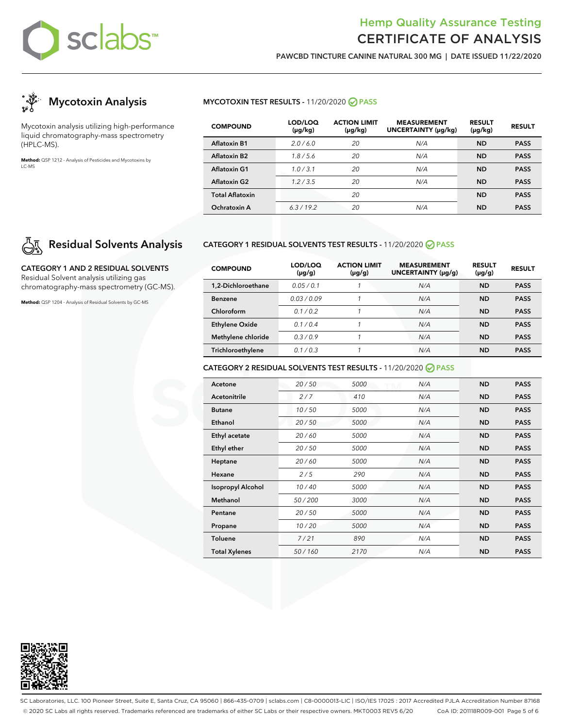Hemp Quality Assurance Testing
# CERTIFICATE OF ANALYSIS

**PAWCBD TINCTURE CANINE NATURAL 300 MG | DATE ISSUED 11/22/2020**

## Mycotoxin Analysis

Mycotoxin analysis utilizing high-performance liquid chromatography-mass spectrometry (HPLC-MS).

**Method:** QSP 1212 - Analysis of Pesticides and Mycotoxins by LC-MS

### MYCOTOXIN TEST RESULTS - 11/20/2020 PASS

| COMPOUND | LOD/LOQ (µg/kg) | ACTION LIMIT (µg/kg) | MEASUREMENT UNCERTAINTY (µg/kg) | RESULT (µg/kg) | RESULT |
|---|---|---|---|---|---|
| Aflatoxin B1 | 2.0 / 6.0 | 20 | N/A | ND | PASS |
| Aflatoxin B2 | 1.8 / 5.6 | 20 | N/A | ND | PASS |
| Aflatoxin G1 | 1.0 / 3.1 | 20 | N/A | ND | PASS |
| Aflatoxin G2 | 1.2 / 3.5 | 20 | N/A | ND | PASS |
| Total Aflatoxin | | 20 | | ND | PASS |
| Ochratoxin A | 6.3 / 19.2 | 20 | N/A | ND | PASS |

## Residual Solvents Analysis

**CATEGORY 1 AND 2 RESIDUAL SOLVENTS**

Residual Solvent analysis utilizing gas chromatography-mass spectrometry (GC-MS).

**Method:** QSP 1204 - Analysis of Residual Solvents by GC-MS

### CATEGORY 1 RESIDUAL SOLVENTS TEST RESULTS - 11/20/2020 PASS

| COMPOUND | LOD/LOQ (µg/g) | ACTION LIMIT (µg/g) | MEASUREMENT UNCERTAINTY (µg/g) | RESULT (µg/g) | RESULT |
|---|---|---|---|---|---|
| 1,2-Dichloroethane | 0.05 / 0.1 | 1 | N/A | ND | PASS |
| Benzene | 0.03 / 0.09 | 1 | N/A | ND | PASS |
| Chloroform | 0.1 / 0.2 | 1 | N/A | ND | PASS |
| Ethylene Oxide | 0.1 / 0.4 | 1 | N/A | ND | PASS |
| Methylene chloride | 0.3 / 0.9 | 1 | N/A | ND | PASS |
| Trichloroethylene | 0.1 / 0.3 | 1 | N/A | ND | PASS |

### CATEGORY 2 RESIDUAL SOLVENTS TEST RESULTS - 11/20/2020 PASS

| COMPOUND | LOD/LOQ (µg/g) | ACTION LIMIT (µg/g) | MEASUREMENT UNCERTAINTY (µg/g) | RESULT (µg/g) | RESULT |
|---|---|---|---|---|---|
| Acetone | 20 / 50 | 5000 | N/A | ND | PASS |
| Acetonitrile | 2 / 7 | 410 | N/A | ND | PASS |
| Butane | 10 / 50 | 5000 | N/A | ND | PASS |
| Ethanol | 20 / 50 | 5000 | N/A | ND | PASS |
| Ethyl acetate | 20 / 60 | 5000 | N/A | ND | PASS |
| Ethyl ether | 20 / 50 | 5000 | N/A | ND | PASS |
| Heptane | 20 / 60 | 5000 | N/A | ND | PASS |
| Hexane | 2 / 5 | 290 | N/A | ND | PASS |
| Isopropyl Alcohol | 10 / 40 | 5000 | N/A | ND | PASS |
| Methanol | 50 / 200 | 3000 | N/A | ND | PASS |
| Pentane | 20 / 50 | 5000 | N/A | ND | PASS |
| Propane | 10 / 20 | 5000 | N/A | ND | PASS |
| Toluene | 7 / 21 | 890 | N/A | ND | PASS |
| Total Xylenes | 50 / 160 | 2170 | N/A | ND | PASS |

SC Laboratories, LLC. 100 Pioneer Street, Suite E, Santa Cruz, CA 95060 | 866-435-0709 | sclabs.com | C8-0000013-LIC | ISO/IES 17025 : 2017 Accredited PJLA Accreditation Number 87168
© 2020 SC Labs all rights reserved. Trademarks referenced are trademarks of either SC Labs or their respective owners. MKT0003 REV5 6/20 CoA ID: 201118R009-001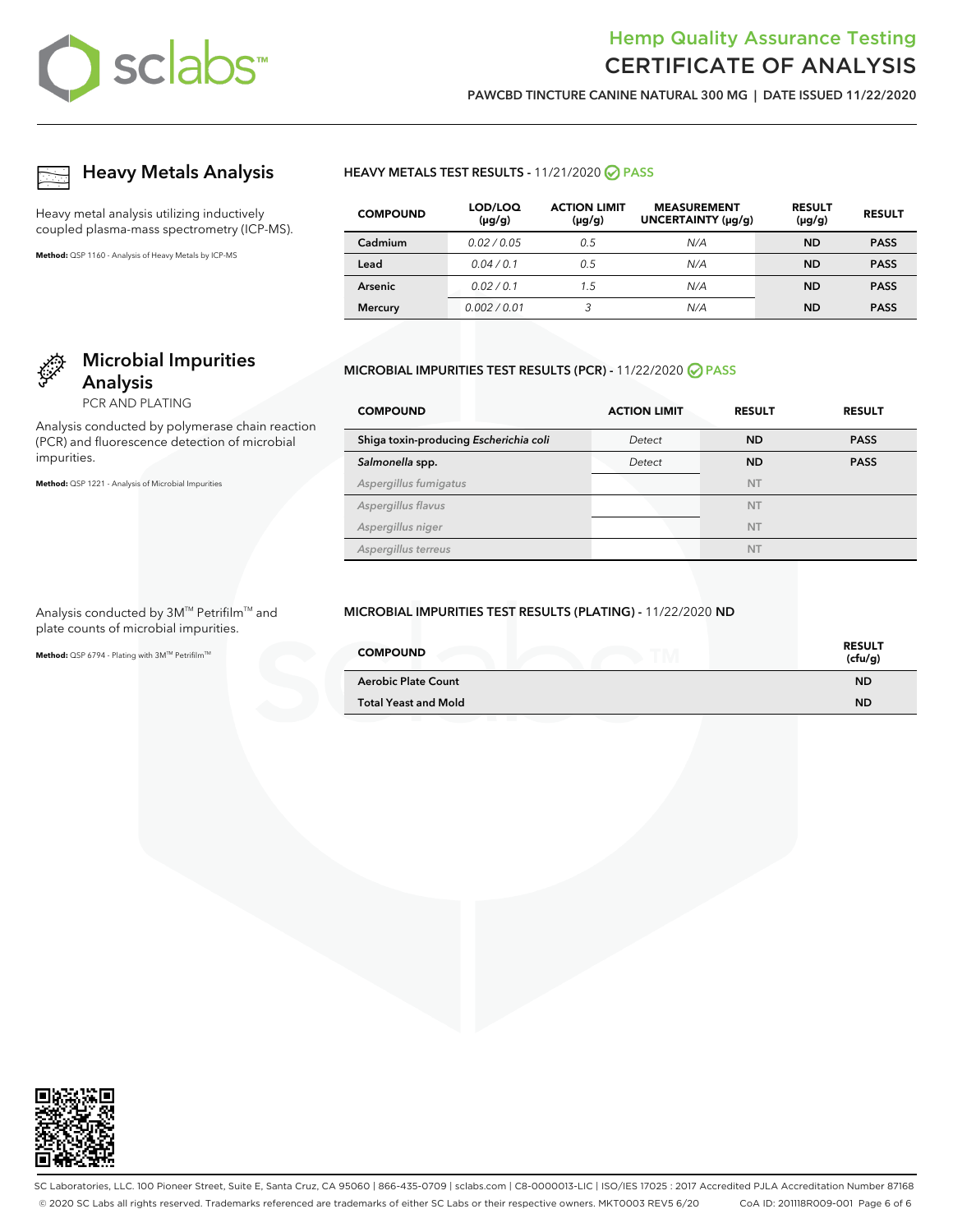# Hemp Quality Assurance Testing
# CERTIFICATE OF ANALYSIS

**PAWCBD TINCTURE CANINE NATURAL 300 MG | DATE ISSUED 11/22/2020**

## Heavy Metals Analysis

Heavy metal analysis utilizing inductively coupled plasma-mass spectrometry (ICP-MS).

**Method:** QSP 1160 - Analysis of Heavy Metals by ICP-MS

### HEAVY METALS TEST RESULTS - 11/21/2020 PASS

| COMPOUND | LOD/LOQ (µg/g) | ACTION LIMIT (µg/g) | MEASUREMENT UNCERTAINTY (µg/g) | RESULT (µg/g) | RESULT |
|---|---|---|---|---|---|
| Cadmium | *0.02 / 0.05* | *0.5* | *N/A* | **ND** | **PASS** |
| Lead | *0.04 / 0.1* | *0.5* | *N/A* | **ND** | **PASS** |
| Arsenic | *0.02 / 0.1* | *1.5* | *N/A* | **ND** | **PASS** |
| Mercury | *0.002 / 0.01* | *3* | *N/A* | **ND** | **PASS** |

## Microbial Impurities Analysis

PCR AND PLATING

Analysis conducted by polymerase chain reaction (PCR) and fluorescence detection of microbial impurities.

**Method:** QSP 1221 - Analysis of Microbial Impurities

### MICROBIAL IMPURITIES TEST RESULTS (PCR) - 11/22/2020 PASS

| COMPOUND | ACTION LIMIT | RESULT | RESULT |
|---|---|---|---|
| Shiga toxin-producing *Escherichia coli* | *Detect* | **ND** | **PASS** |
| *Salmonella* spp. | *Detect* | **ND** | **PASS** |
| *Aspergillus fumigatus* | | NT | |
| *Aspergillus flavus* | | NT | |
| *Aspergillus niger* | | NT | |
| *Aspergillus terreus* | | NT | |

Analysis conducted by 3M™ Petrifilm™ and plate counts of microbial impurities.

**Method:** QSP 6794 - Plating with 3M™ Petrifilm™

### MICROBIAL IMPURITIES TEST RESULTS (PLATING) - 11/22/2020 ND

| COMPOUND | RESULT (cfu/g) |
|---|---|
| Aerobic Plate Count | **ND** |
| Total Yeast and Mold | **ND** |

SC Laboratories, LLC. 100 Pioneer Street, Suite E, Santa Cruz, CA 95060 | 866-435-0709 | sclabs.com | C8-0000013-LIC | ISO/IES 17025 : 2017 Accredited PJLA Accreditation Number 87168

© 2020 SC Labs all rights reserved. Trademarks referenced are trademarks of either SC Labs or their respective owners. MKT0003 REV5 6/20 CoA ID: 201118R009-001